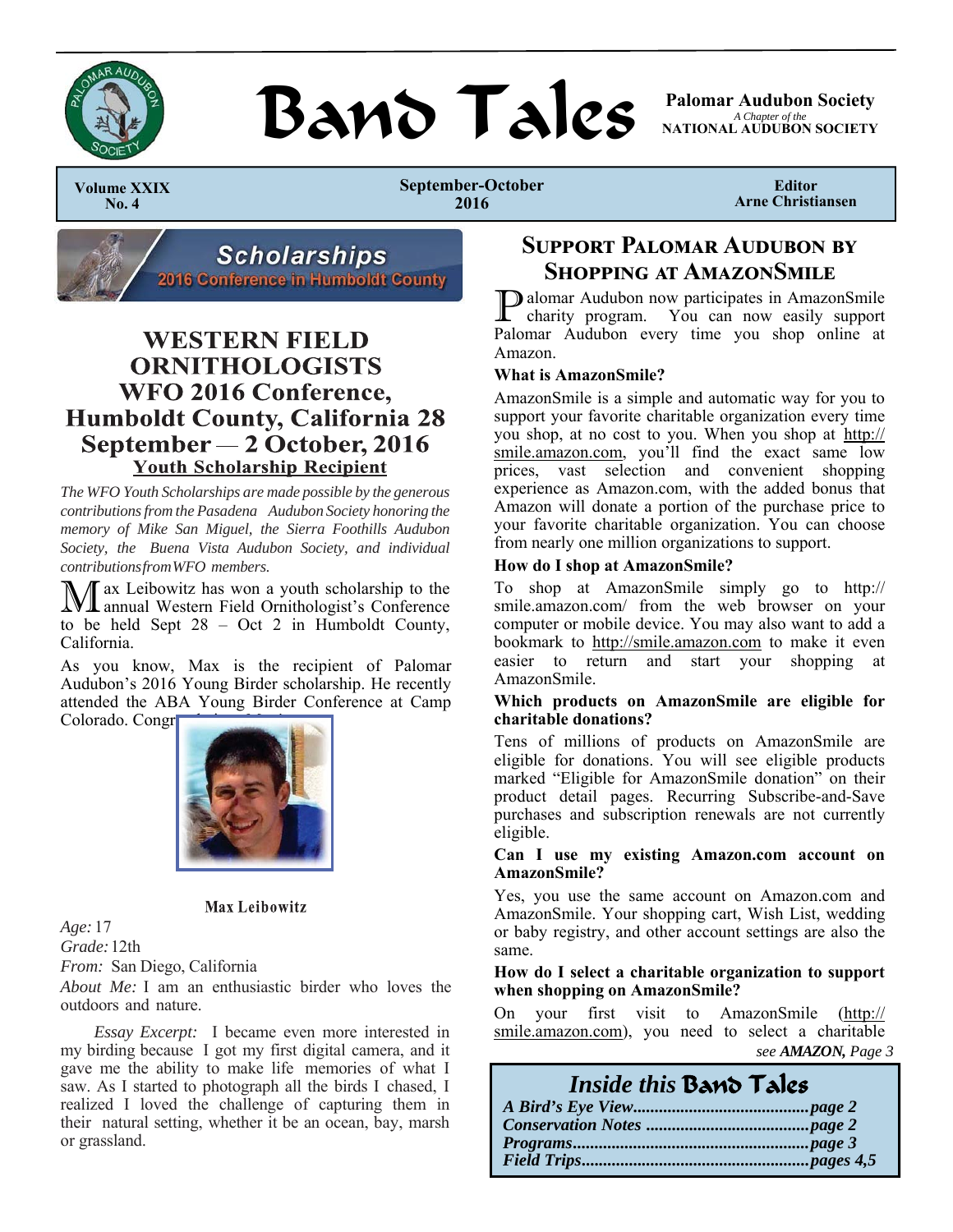# Band Tales

**Palomar Audubon Society**
*A Chapter of the*
**NATIONAL AUDUBON SOCIETY**

**Volume XXIX No. 4** | **September-October 2016** | **Editor Arne Christiansen**

**Scholarships**
**2016 Conference in Humboldt County**

## WESTERN FIELD ORNITHOLOGISTS WFO 2016 Conference, Humboldt County, California 28 September — 2 October, 2016

### Youth Scholarship Recipient

*The WFO Youth Scholarships are made possible by the generous contributions from the Pasadena Audubon Society honoring the memory of Mike San Miguel, the Sierra Foothills Audubon Society, the Buena Vista Audubon Society, and individual contributions from WFO members.*

Max Leibowitz has won a youth scholarship to the annual Western Field Ornithologist's Conference to be held Sept 28 – Oct 2 in Humboldt County, California.

As you know, Max is the recipient of Palomar Audubon's 2016 Young Birder scholarship. He recently attended the ABA Young Birder Conference at Camp Colorado. Congr

**Max Leibowitz**

*Age:* 17

*Grade:* 12th

*From:* San Diego, California

*About Me:* I am an enthusiastic birder who loves the outdoors and nature.

*Essay Excerpt:* I became even more interested in my birding because I got my first digital camera, and it gave me the ability to make life memories of what I saw. As I started to photograph all the birds I chased, I realized I loved the challenge of capturing them in their natural setting, whether it be an ocean, bay, marsh or grassland.

## Support Palomar Audubon by Shopping at AmazonSmile

Palomar Audubon now participates in AmazonSmile charity program. You can now easily support Palomar Audubon every time you shop online at Amazon.

**What is AmazonSmile?**

AmazonSmile is a simple and automatic way for you to support your favorite charitable organization every time you shop, at no cost to you. When you shop at http://smile.amazon.com, you'll find the exact same low prices, vast selection and convenient shopping experience as Amazon.com, with the added bonus that Amazon will donate a portion of the purchase price to your favorite charitable organization. You can choose from nearly one million organizations to support.

**How do I shop at AmazonSmile?**

To shop at AmazonSmile simply go to http://smile.amazon.com/ from the web browser on your computer or mobile device. You may also want to add a bookmark to http://smile.amazon.com to make it even easier to return and start your shopping at AmazonSmile.

**Which products on AmazonSmile are eligible for charitable donations?**

Tens of millions of products on AmazonSmile are eligible for donations. You will see eligible products marked "Eligible for AmazonSmile donation" on their product detail pages. Recurring Subscribe-and-Save purchases and subscription renewals are not currently eligible.

**Can I use my existing Amazon.com account on AmazonSmile?**

Yes, you use the same account on Amazon.com and AmazonSmile. Your shopping cart, Wish List, wedding or baby registry, and other account settings are also the same.

**How do I select a charitable organization to support when shopping on AmazonSmile?**

On your first visit to AmazonSmile (http://smile.amazon.com), you need to select a charitable

*see **AMAZON,** Page 3*

### Inside this Band Tales

| | |
|---|---|
| *A Bird's Eye View* | *page 2* |
| *Conservation Notes* | *page 2* |
| *Programs* | *page 3* |
| *Field Trips* | *pages 4,5* |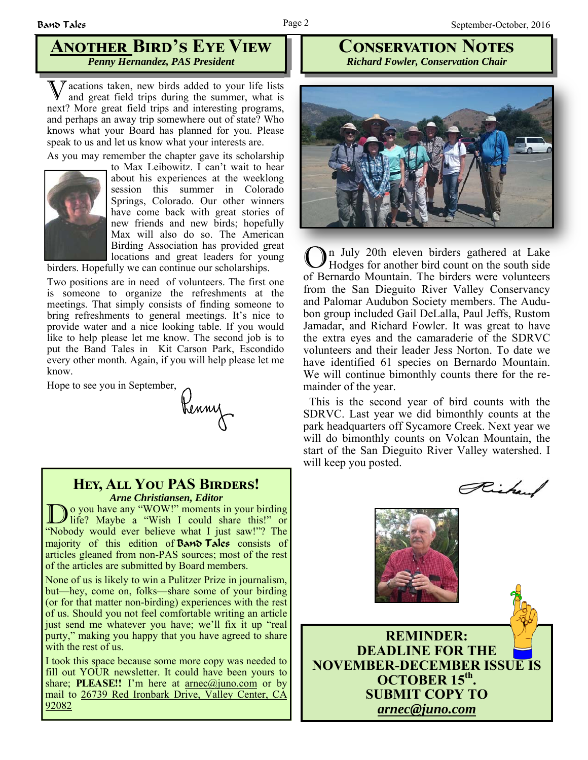## Another Bird's Eye View

*Penny Hernandez, PAS President*

Vacations taken, new birds added to your life lists and great field trips during the summer, what is next? More great field trips and interesting programs, and perhaps an away trip somewhere out of state? Who knows what your Board has planned for you. Please speak to us and let us know what your interests are.

As you may remember the chapter gave its scholarship to Max Leibowitz. I can't wait to hear about his experiences at the weeklong session this summer in Colorado Springs, Colorado. Our other winners have come back with great stories of new friends and new birds; hopefully Max will also do so. The American Birding Association has provided great locations and great leaders for young birders. Hopefully we can continue our scholarships.

Two positions are in need of volunteers. The first one is someone to organize the refreshments at the meetings. That simply consists of finding someone to bring refreshments to general meetings. It's nice to provide water and a nice looking table. If you would like to help please let me know. The second job is to put the Band Tales in Kit Carson Park, Escondido every other month. Again, if you will help please let me know.

Hope to see you in September,

Penny

## Hey, All You PAS Birders!

*Arne Christiansen, Editor*

Do you have any "WOW!" moments in your birding life? Maybe a "Wish I could share this!" or "Nobody would ever believe what I just saw!"? The majority of this edition of **Band Tales** consists of articles gleaned from non-PAS sources; most of the rest of the articles are submitted by Board members.

None of us is likely to win a Pulitzer Prize in journalism, but—hey, come on, folks—share some of your birding (or for that matter non-birding) experiences with the rest of us. Should you not feel comfortable writing an article just send me whatever you have; we'll fix it up "real purty," making you happy that you have agreed to share with the rest of us.

I took this space because some more copy was needed to fill out YOUR newsletter. It could have been yours to share; **PLEASE!!** I'm here at arnec@juno.com or by mail to 26739 Red Ironbark Drive, Valley Center, CA 92082

## Conservation Notes

*Richard Fowler, Conservation Chair*

On July 20th eleven birders gathered at Lake Hodges for another bird count on the south side of Bernardo Mountain. The birders were volunteers from the San Dieguito River Valley Conservancy and Palomar Audubon Society members. The Audubon group included Gail DeLalla, Paul Jeffs, Rustom Jamadar, and Richard Fowler. It was great to have the extra eyes and the camaraderie of the SDRVC volunteers and their leader Jess Norton. To date we have identified 61 species on Bernardo Mountain. We will continue bimonthly counts there for the remainder of the year.

This is the second year of bird counts with the SDRVC. Last year we did bimonthly counts at the park headquarters off Sycamore Creek. Next year we will do bimonthly counts on Volcan Mountain, the start of the San Dieguito River Valley watershed. I will keep you posted.

Richard

**REMINDER:**
**DEADLINE FOR THE NOVEMBER-DECEMBER ISSUE IS OCTOBER 15th.**
**SUBMIT COPY TO *arnec@juno.com***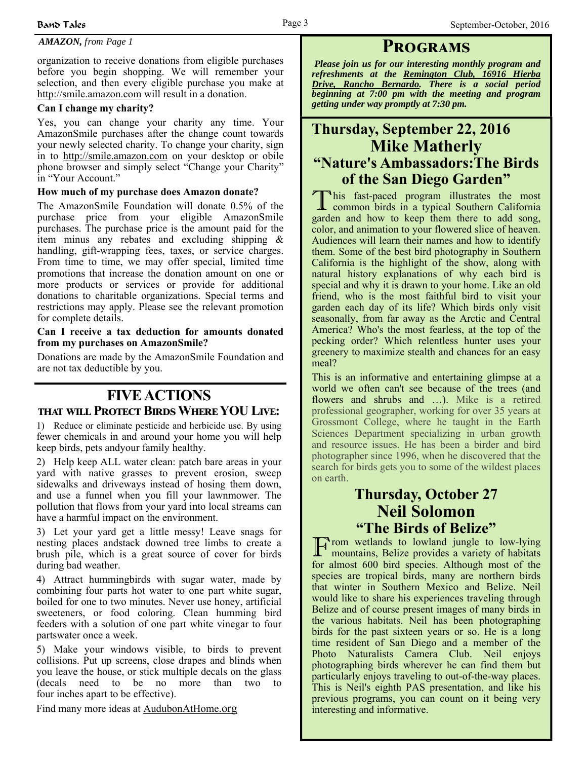*AMAZON, from Page 1*

organization to receive donations from eligible purchases before you begin shopping. We will remember your selection, and then every eligible purchase you make at http://smile.amazon.com will result in a donation.

**Can I change my charity?**

Yes, you can change your charity any time. Your AmazonSmile purchases after the change count towards your newly selected charity. To change your charity, sign in to http://smile.amazon.com on your desktop or obile phone browser and simply select "Change your Charity" in "Your Account."

**How much of my purchase does Amazon donate?**

The AmazonSmile Foundation will donate 0.5% of the purchase price from your eligible AmazonSmile purchases. The purchase price is the amount paid for the item minus any rebates and excluding shipping & handling, gift-wrapping fees, taxes, or service charges. From time to time, we may offer special, limited time promotions that increase the donation amount on one or more products or services or provide for additional donations to charitable organizations. Special terms and restrictions may apply. Please see the relevant promotion for complete details.

**Can I receive a tax deduction for amounts donated from my purchases on AmazonSmile?**

Donations are made by the AmazonSmile Foundation and are not tax deductible by you.

## FIVE ACTIONS

### THAT WILL PROTECT BIRDS WHERE YOU LIVE:

1) Reduce or eliminate pesticide and herbicide use. By using fewer chemicals in and around your home you will help keep birds, pets andyour family healthy.

2) Help keep ALL water clean: patch bare areas in your yard with native grasses to prevent erosion, sweep sidewalks and driveways instead of hosing them down, and use a funnel when you fill your lawnmower. The pollution that flows from your yard into local streams can have a harmful impact on the environment.

3) Let your yard get a little messy! Leave snags for nesting places andstack downed tree limbs to create a brush pile, which is a great source of cover for birds during bad weather.

4) Attract hummingbirds with sugar water, made by combining four parts hot water to one part white sugar, boiled for one to two minutes. Never use honey, artificial sweeteners, or food coloring. Clean humming bird feeders with a solution of one part white vinegar to four partswater once a week.

5) Make your windows visible, to birds to prevent collisions. Put up screens, close drapes and blinds when you leave the house, or stick multiple decals on the glass (decals need to be no more than two to four inches apart to be effective).

Find many more ideas at AudubonAtHome.org

## PROGRAMS

***Please join us for our interesting monthly program and refreshments at the Remington Club, 16916 Hierba Drive, Rancho Bernardo. There is a social period beginning at 7:00 pm with the meeting and program getting under way promptly at 7:30 pm.***

## Thursday, September 22, 2016
## Mike Matherly
## "Nature's Ambassadors:The Birds of the San Diego Garden"

This fast-paced program illustrates the most common birds in a typical Southern California garden and how to keep them there to add song, color, and animation to your flowered slice of heaven. Audiences will learn their names and how to identify them. Some of the best bird photography in Southern California is the highlight of the show, along with natural history explanations of why each bird is special and why it is drawn to your home. Like an old friend, who is the most faithful bird to visit your garden each day of its life? Which birds only visit seasonally, from far away as the Arctic and Central America? Who's the most fearless, at the top of the pecking order? Which relentless hunter uses your greenery to maximize stealth and chances for an easy meal?

This is an informative and entertaining glimpse at a world we often can't see because of the trees (and flowers and shrubs and …). Mike is a retired professional geographer, working for over 35 years at Grossmont College, where he taught in the Earth Sciences Department specializing in urban growth and resource issues. He has been a birder and bird photographer since 1996, when he discovered that the search for birds gets you to some of the wildest places on earth.

## Thursday, October 27
## Neil Solomon
## "The Birds of Belize"

From wetlands to lowland jungle to low-lying mountains, Belize provides a variety of habitats for almost 600 bird species. Although most of the species are tropical birds, many are northern birds that winter in Southern Mexico and Belize. Neil would like to share his experiences traveling through Belize and of course present images of many birds in the various habitats. Neil has been photographing birds for the past sixteen years or so. He is a long time resident of San Diego and a member of the Photo Naturalists Camera Club. Neil enjoys photographing birds wherever he can find them but particularly enjoys traveling to out-of-the-way places. This is Neil's eighth PAS presentation, and like his previous programs, you can count on it being very interesting and informative.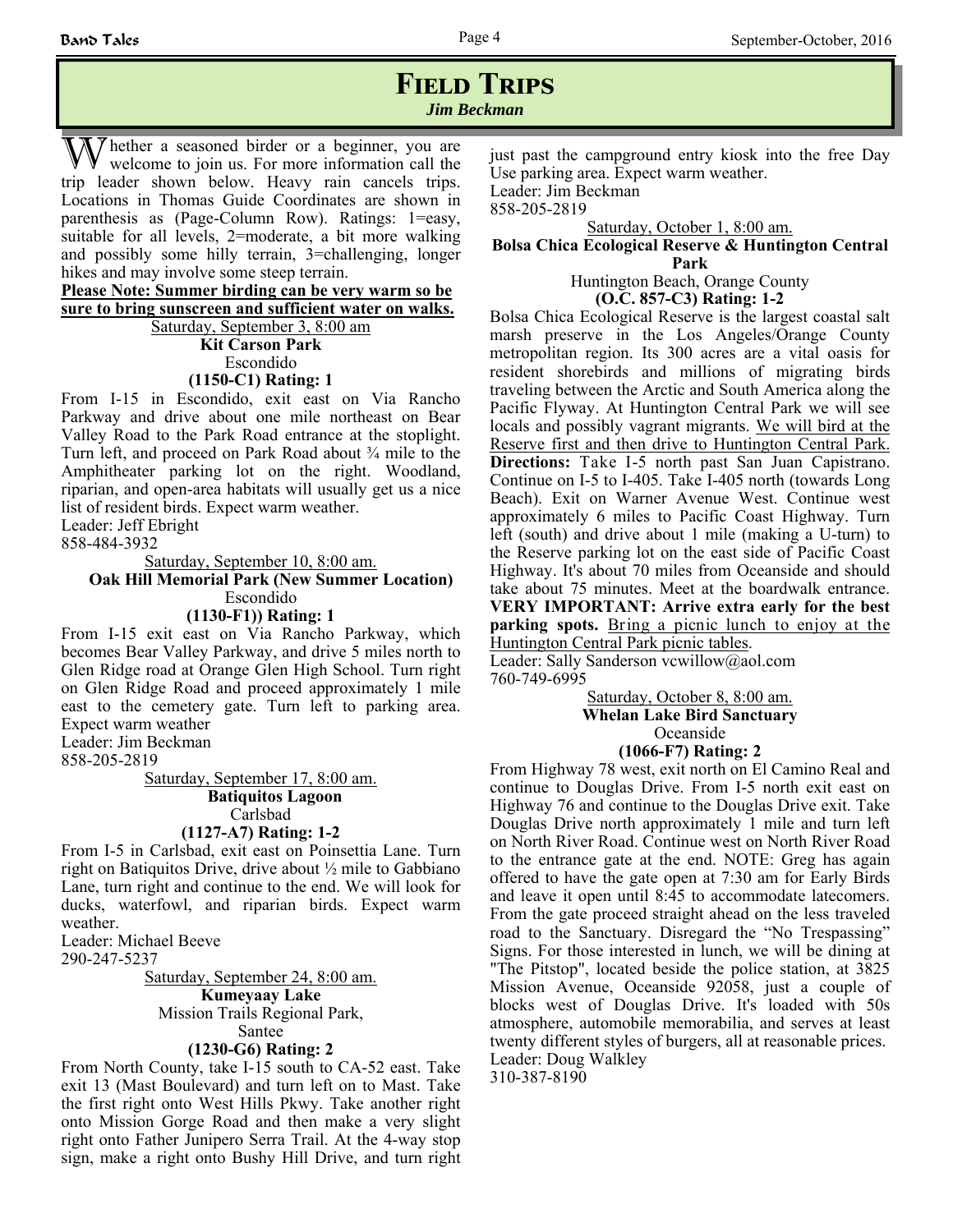# Field Trips

*Jim Beckman*

Whether a seasoned birder or a beginner, you are welcome to join us. For more information call the trip leader shown below. Heavy rain cancels trips. Locations in Thomas Guide Coordinates are shown in parenthesis as (Page-Column Row). Ratings: 1=easy, suitable for all levels, 2=moderate, a bit more walking and possibly some hilly terrain, 3=challenging, longer hikes and may involve some steep terrain.

**Please Note: Summer birding can be very warm so be sure to bring sunscreen and sufficient water on walks.**

Saturday, September 3, 8:00 am

**Kit Carson Park**

Escondido

**(1150-C1) Rating: 1**

From I-15 in Escondido, exit east on Via Rancho Parkway and drive about one mile northeast on Bear Valley Road to the Park Road entrance at the stoplight. Turn left, and proceed on Park Road about ¾ mile to the Amphitheater parking lot on the right. Woodland, riparian, and open-area habitats will usually get us a nice list of resident birds. Expect warm weather.

Leader: Jeff Ebright
858-484-3932

Saturday, September 10, 8:00 am.

**Oak Hill Memorial Park (New Summer Location)**

Escondido

**(1130-F1)) Rating: 1**

From I-15 exit east on Via Rancho Parkway, which becomes Bear Valley Parkway, and drive 5 miles north to Glen Ridge road at Orange Glen High School. Turn right on Glen Ridge Road and proceed approximately 1 mile east to the cemetery gate. Turn left to parking area. Expect warm weather

Leader: Jim Beckman
858-205-2819

Saturday, September 17, 8:00 am.

**Batiquitos Lagoon**

Carlsbad

**(1127-A7) Rating: 1-2**

From I-5 in Carlsbad, exit east on Poinsettia Lane. Turn right on Batiquitos Drive, drive about ½ mile to Gabbiano Lane, turn right and continue to the end. We will look for ducks, waterfowl, and riparian birds. Expect warm weather.

Leader: Michael Beeve
290-247-5237

Saturday, September 24, 8:00 am.

**Kumeyaay Lake**

Mission Trails Regional Park,
Santee

**(1230-G6) Rating: 2**

From North County, take I-15 south to CA-52 east. Take exit 13 (Mast Boulevard) and turn left on to Mast. Take the first right onto West Hills Pkwy. Take another right onto Mission Gorge Road and then make a very slight right onto Father Junipero Serra Trail. At the 4-way stop sign, make a right onto Bushy Hill Drive, and turn right just past the campground entry kiosk into the free Day Use parking area. Expect warm weather.

Leader: Jim Beckman
858-205-2819

Saturday, October 1, 8:00 am.

**Bolsa Chica Ecological Reserve & Huntington Central Park**

Huntington Beach, Orange County

**(O.C. 857-C3) Rating: 1-2**

Bolsa Chica Ecological Reserve is the largest coastal salt marsh preserve in the Los Angeles/Orange County metropolitan region. Its 300 acres are a vital oasis for resident shorebirds and millions of migrating birds traveling between the Arctic and South America along the Pacific Flyway. At Huntington Central Park we will see locals and possibly vagrant migrants. We will bird at the Reserve first and then drive to Huntington Central Park. **Directions:** Take I-5 north past San Juan Capistrano. Continue on I-5 to I-405. Take I-405 north (towards Long Beach). Exit on Warner Avenue West. Continue west approximately 6 miles to Pacific Coast Highway. Turn left (south) and drive about 1 mile (making a U-turn) to the Reserve parking lot on the east side of Pacific Coast Highway. It's about 70 miles from Oceanside and should take about 75 minutes. Meet at the boardwalk entrance. **VERY IMPORTANT: Arrive extra early for the best parking spots.** Bring a picnic lunch to enjoy at the Huntington Central Park picnic tables.

Leader: Sally Sanderson vcwillow@aol.com
760-749-6995

Saturday, October 8, 8:00 am.

**Whelan Lake Bird Sanctuary**

Oceanside

**(1066-F7) Rating: 2**

From Highway 78 west, exit north on El Camino Real and continue to Douglas Drive. From I-5 north exit east on Highway 76 and continue to the Douglas Drive exit. Take Douglas Drive north approximately 1 mile and turn left on North River Road. Continue west on North River Road to the entrance gate at the end. NOTE: Greg has again offered to have the gate open at 7:30 am for Early Birds and leave it open until 8:45 to accommodate latecomers. From the gate proceed straight ahead on the less traveled road to the Sanctuary. Disregard the "No Trespassing" Signs. For those interested in lunch, we will be dining at "The Pitstop", located beside the police station, at 3825 Mission Avenue, Oceanside 92058, just a couple of blocks west of Douglas Drive. It's loaded with 50s atmosphere, automobile memorabilia, and serves at least twenty different styles of burgers, all at reasonable prices.

Leader: Doug Walkley
310-387-8190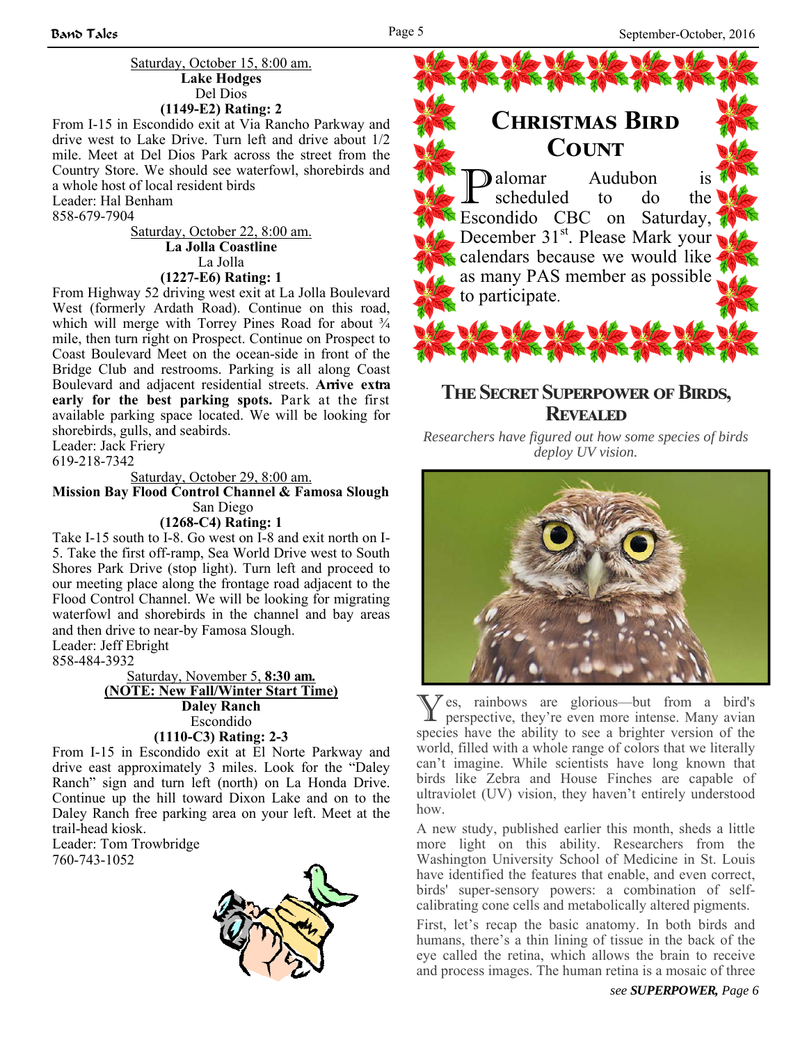Saturday, October 15, 8:00 am.
**Lake Hodges**
Del Dios
**(1149-E2) Rating: 2**

From I-15 in Escondido exit at Via Rancho Parkway and drive west to Lake Drive. Turn left and drive about 1/2 mile. Meet at Del Dios Park across the street from the Country Store. We should see waterfowl, shorebirds and a whole host of local resident birds
Leader: Hal Benham
858-679-7904

Saturday, October 22, 8:00 am.
**La Jolla Coastline**
La Jolla
**(1227-E6) Rating: 1**

From Highway 52 driving west exit at La Jolla Boulevard West (formerly Ardath Road). Continue on this road, which will merge with Torrey Pines Road for about ¾ mile, then turn right on Prospect. Continue on Prospect to Coast Boulevard Meet on the ocean-side in front of the Bridge Club and restrooms. Parking is all along Coast Boulevard and adjacent residential streets. **Arrive extra early for the best parking spots.** Park at the first available parking space located. We will be looking for shorebirds, gulls, and seabirds.
Leader: Jack Friery
619-218-7342

Saturday, October 29, 8:00 am.
**Mission Bay Flood Control Channel & Famosa Slough**
San Diego
**(1268-C4) Rating: 1**

Take I-15 south to I-8. Go west on I-8 and exit north on I-5. Take the first off-ramp, Sea World Drive west to South Shores Park Drive (stop light). Turn left and proceed to our meeting place along the frontage road adjacent to the Flood Control Channel. We will be looking for migrating waterfowl and shorebirds in the channel and bay areas and then drive to near-by Famosa Slough.
Leader: Jeff Ebright
858-484-3932

Saturday, November 5, **8:30 am.**
**(NOTE: New Fall/Winter Start Time)**
**Daley Ranch**
Escondido
**(1110-C3) Rating: 2-3**

From I-15 in Escondido exit at El Norte Parkway and drive east approximately 3 miles. Look for the "Daley Ranch" sign and turn left (north) on La Honda Drive. Continue up the hill toward Dixon Lake and on to the Daley Ranch free parking area on your left. Meet at the trail-head kiosk.
Leader: Tom Trowbridge
760-743-1052

## Christmas Bird Count

Palomar Audubon is scheduled to do the Escondido CBC on Saturday, December 31st. Please Mark your calendars because we would like as many PAS member as possible to participate.

## The Secret Superpower of Birds, Revealed

*Researchers have figured out how some species of birds deploy UV vision.*

Yes, rainbows are glorious—but from a bird's perspective, they're even more intense. Many avian species have the ability to see a brighter version of the world, filled with a whole range of colors that we literally can't imagine. While scientists have long known that birds like Zebra and House Finches are capable of ultraviolet (UV) vision, they haven't entirely understood how.

A new study, published earlier this month, sheds a little more light on this ability. Researchers from the Washington University School of Medicine in St. Louis have identified the features that enable, and even correct, birds' super-sensory powers: a combination of self-calibrating cone cells and metabolically altered pigments.

First, let's recap the basic anatomy. In both birds and humans, there's a thin lining of tissue in the back of the eye called the retina, which allows the brain to receive and process images. The human retina is a mosaic of three

*see **SUPERPOWER,** Page 6*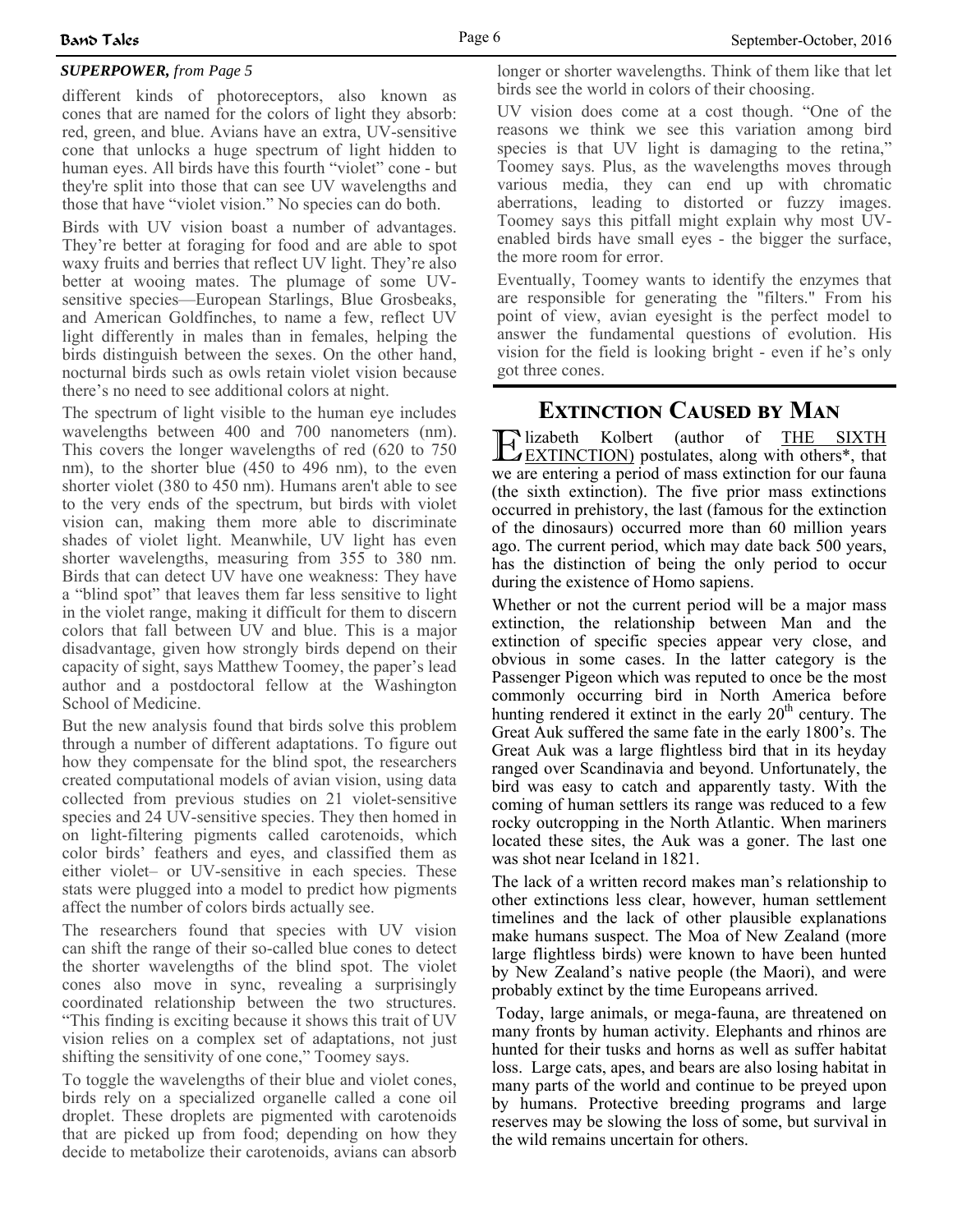*SUPERPOWER, from Page 5*

different kinds of photoreceptors, also known as cones that are named for the colors of light they absorb: red, green, and blue. Avians have an extra, UV-sensitive cone that unlocks a huge spectrum of light hidden to human eyes. All birds have this fourth "violet" cone - but they're split into those that can see UV wavelengths and those that have "violet vision." No species can do both.

Birds with UV vision boast a number of advantages. They're better at foraging for food and are able to spot waxy fruits and berries that reflect UV light. They're also better at wooing mates. The plumage of some UV-sensitive species—European Starlings, Blue Grosbeaks, and American Goldfinches, to name a few, reflect UV light differently in males than in females, helping the birds distinguish between the sexes. On the other hand, nocturnal birds such as owls retain violet vision because there's no need to see additional colors at night.

The spectrum of light visible to the human eye includes wavelengths between 400 and 700 nanometers (nm). This covers the longer wavelengths of red (620 to 750 nm), to the shorter blue (450 to 496 nm), to the even shorter violet (380 to 450 nm). Humans aren't able to see to the very ends of the spectrum, but birds with violet vision can, making them more able to discriminate shades of violet light. Meanwhile, UV light has even shorter wavelengths, measuring from 355 to 380 nm. Birds that can detect UV have one weakness: They have a "blind spot" that leaves them far less sensitive to light in the violet range, making it difficult for them to discern colors that fall between UV and blue. This is a major disadvantage, given how strongly birds depend on their capacity of sight, says Matthew Toomey, the paper's lead author and a postdoctoral fellow at the Washington School of Medicine.

But the new analysis found that birds solve this problem through a number of different adaptations. To figure out how they compensate for the blind spot, the researchers created computational models of avian vision, using data collected from previous studies on 21 violet-sensitive species and 24 UV-sensitive species. They then homed in on light-filtering pigments called carotenoids, which color birds' feathers and eyes, and classified them as either violet– or UV-sensitive in each species. These stats were plugged into a model to predict how pigments affect the number of colors birds actually see.

The researchers found that species with UV vision can shift the range of their so-called blue cones to detect the shorter wavelengths of the blind spot. The violet cones also move in sync, revealing a surprisingly coordinated relationship between the two structures. "This finding is exciting because it shows this trait of UV vision relies on a complex set of adaptations, not just shifting the sensitivity of one cone," Toomey says.

To toggle the wavelengths of their blue and violet cones, birds rely on a specialized organelle called a cone oil droplet. These droplets are pigmented with carotenoids that are picked up from food; depending on how they decide to metabolize their carotenoids, avians can absorb longer or shorter wavelengths. Think of them like that let birds see the world in colors of their choosing.

UV vision does come at a cost though. "One of the reasons we think we see this variation among bird species is that UV light is damaging to the retina," Toomey says. Plus, as the wavelengths moves through various media, they can end up with chromatic aberrations, leading to distorted or fuzzy images. Toomey says this pitfall might explain why most UV-enabled birds have small eyes - the bigger the surface, the more room for error.

Eventually, Toomey wants to identify the enzymes that are responsible for generating the "filters." From his point of view, avian eyesight is the perfect model to answer the fundamental questions of evolution. His vision for the field is looking bright - even if he's only got three cones.

## EXTINCTION CAUSED BY MAN

Elizabeth Kolbert (author of THE SIXTH EXTINCTION) postulates, along with others*, that we are entering a period of mass extinction for our fauna (the sixth extinction). The five prior mass extinctions occurred in prehistory, the last (famous for the extinction of the dinosaurs) occurred more than 60 million years ago. The current period, which may date back 500 years, has the distinction of being the only period to occur during the existence of Homo sapiens.

Whether or not the current period will be a major mass extinction, the relationship between Man and the extinction of specific species appear very close, and obvious in some cases. In the latter category is the Passenger Pigeon which was reputed to once be the most commonly occurring bird in North America before hunting rendered it extinct in the early 20th century. The Great Auk suffered the same fate in the early 1800's. The Great Auk was a large flightless bird that in its heyday ranged over Scandinavia and beyond. Unfortunately, the bird was easy to catch and apparently tasty. With the coming of human settlers its range was reduced to a few rocky outcropping in the North Atlantic. When mariners located these sites, the Auk was a goner. The last one was shot near Iceland in 1821.

The lack of a written record makes man's relationship to other extinctions less clear, however, human settlement timelines and the lack of other plausible explanations make humans suspect. The Moa of New Zealand (more large flightless birds) were known to have been hunted by New Zealand's native people (the Maori), and were probably extinct by the time Europeans arrived.

Today, large animals, or mega-fauna, are threatened on many fronts by human activity. Elephants and rhinos are hunted for their tusks and horns as well as suffer habitat loss. Large cats, apes, and bears are also losing habitat in many parts of the world and continue to be preyed upon by humans. Protective breeding programs and large reserves may be slowing the loss of some, but survival in the wild remains uncertain for others.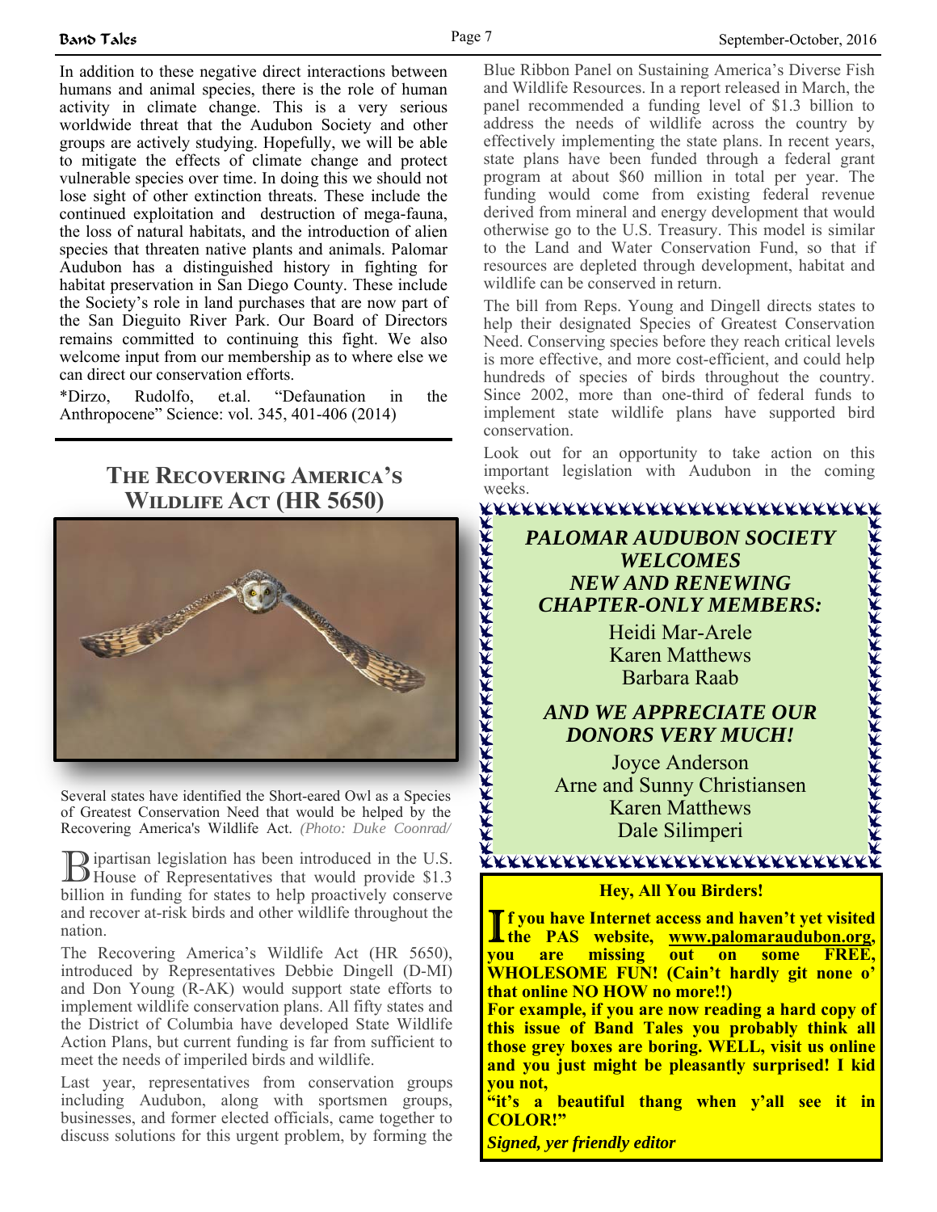In addition to these negative direct interactions between humans and animal species, there is the role of human activity in climate change. This is a very serious worldwide threat that the Audubon Society and other groups are actively studying. Hopefully, we will be able to mitigate the effects of climate change and protect vulnerable species over time. In doing this we should not lose sight of other extinction threats. These include the continued exploitation and destruction of mega-fauna, the loss of natural habitats, and the introduction of alien species that threaten native plants and animals. Palomar Audubon has a distinguished history in fighting for habitat preservation in San Diego County. These include the Society's role in land purchases that are now part of the San Dieguito River Park. Our Board of Directors remains committed to continuing this fight. We also welcome input from our membership as to where else we can direct our conservation efforts.

*Dirzo, Rudolfo, et.al. "Defaunation in the Anthropocene" Science: vol. 345, 401-406 (2014)

## The Recovering America's Wildlife Act (HR 5650)

Several states have identified the Short-eared Owl as a Species of Greatest Conservation Need that would be helped by the Recovering America's Wildlife Act. *(Photo: Duke Coonrad/*

Bipartisan legislation has been introduced in the U.S. House of Representatives that would provide $1.3 billion in funding for states to help proactively conserve and recover at-risk birds and other wildlife throughout the nation.

The Recovering America's Wildlife Act (HR 5650), introduced by Representatives Debbie Dingell (D-MI) and Don Young (R-AK) would support state efforts to implement wildlife conservation plans. All fifty states and the District of Columbia have developed State Wildlife Action Plans, but current funding is far from sufficient to meet the needs of imperiled birds and wildlife.

Last year, representatives from conservation groups including Audubon, along with sportsmen groups, businesses, and former elected officials, came together to discuss solutions for this urgent problem, by forming the Blue Ribbon Panel on Sustaining America's Diverse Fish and Wildlife Resources. In a report released in March, the panel recommended a funding level of $1.3 billion to address the needs of wildlife across the country by effectively implementing the state plans. In recent years, state plans have been funded through a federal grant program at about $60 million in total per year. The funding would come from existing federal revenue derived from mineral and energy development that would otherwise go to the U.S. Treasury. This model is similar to the Land and Water Conservation Fund, so that if resources are depleted through development, habitat and wildlife can be conserved in return.

The bill from Reps. Young and Dingell directs states to help their designated Species of Greatest Conservation Need. Conserving species before they reach critical levels is more effective, and more cost-efficient, and could help hundreds of species of birds throughout the country. Since 2002, more than one-third of federal funds to implement state wildlife plans have supported bird conservation.

Look out for an opportunity to take action on this important legislation with Audubon in the coming weeks.

***PALOMAR AUDUBON SOCIETY WELCOMES NEW AND RENEWING CHAPTER-ONLY MEMBERS:***

Heidi Mar-Arele
Karen Matthews
Barbara Raab

***AND WE APPRECIATE OUR DONORS VERY MUCH!***

Joyce Anderson
Arne and Sunny Christiansen
Karen Matthews
Dale Silimperi

### Hey, All You Birders!

**If you have Internet access and haven't yet visited the PAS website, [www.palomaraudubon.org](http://www.palomaraudubon.org), you are missing out on some FREE, WHOLESOME FUN! (Can't hardly git none o' that online NO HOW no more!!)**

**For example, if you are now reading a hard copy of this issue of Band Tales you probably think all those grey boxes are boring. WELL, visit us online and you just might be pleasantly surprised! I kid you not,**

**"it's a beautiful thang when y'all see it in COLOR!"**

***Signed, yer friendly editor***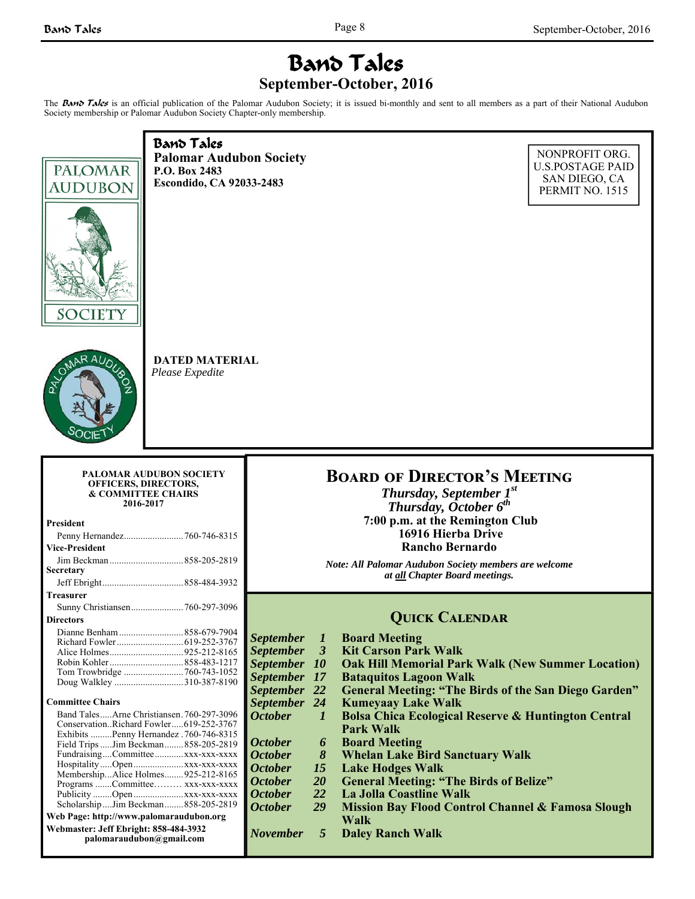# Band Tales

## September-October, 2016

The **Band Tales** is an official publication of the Palomar Audubon Society; it is issued bi-monthly and sent to all members as a part of their National Audubon Society membership or Palomar Audubon Society Chapter-only membership.

PALOMAR AUDUBON SOCIETY

**Band Tales**
**Palomar Audubon Society**
**P.O. Box 2483**
**Escondido, CA 92033-2483**

NONPROFIT ORG.
U.S.POSTAGE PAID
SAN DIEGO, CA
PERMIT NO. 1515

PALOMAR AUDUBON SOCIETY

**DATED MATERIAL**
*Please Expedite*

**PALOMAR AUDUBON SOCIETY OFFICERS, DIRECTORS, & COMMITTEE CHAIRS 2016-2017**

**President**
Penny Hernandez.........................760-746-8315

**Vice-President**
Jim Beckman ...............................858-205-2819

**Secretary**
Jeff Ebright..................................858-484-3932

**Treasurer**
Sunny Christiansen......................760-297-3096

**Directors**
Dianne Benham ...........................858-679-7904
Richard Fowler............................619-252-3767
Alice Holmes...............................925-212-8165
Robin Kohler...............................858-483-1217
Tom Trowbridge .........................760-743-1052
Doug Walkley .............................310-387-8190

**Committee Chairs**
Band Tales.....Arne Christiansen.760-297-3096
Conservation..Richard Fowler.....619-252-3767
Exhibits .........Penny Hernandez .760-746-8315
Field Trips .....Jim Beckman........858-205-2819
Fundraising....Committee............xxx-xxx-xxxx
Hospitality.....Open.....................xxx-xxx-xxxx
Membership...Alice Holmes........925-212-8165
Programs .......Committee……… xxx-xxx-xxxx
Publicity ........Open.....................xxx-xxx-xxxx
Scholarship....Jim Beckman........858-205-2819

**Web Page: http://www.palomaraudubon.org**

**Webmaster: Jeff Ebright: 858-484-3932**
**palomaraudubon@gmail.com**

## Board of Director's Meeting

***Thursday, September 1st***
***Thursday, October 6th***
**7:00 p.m. at the Remington Club**
**16916 Hierba Drive**
**Rancho Bernardo**

***Note: All Palomar Audubon Society members are welcome at all Chapter Board meetings.***

## Quick Calendar

| | | |
|---|---|---|
| *September* | *1* | **Board Meeting** |
| *September* | *3* | **Kit Carson Park Walk** |
| *September* | *10* | **Oak Hill Memorial Park Walk (New Summer Location)** |
| *September* | *17* | **Bataquitos Lagoon Walk** |
| *September* | *22* | **General Meeting: "The Birds of the San Diego Garden"** |
| *September* | *24* | **Kumeyaay Lake Walk** |
| *October* | *1* | **Bolsa Chica Ecological Reserve & Huntington Central Park Walk** |
| *October* | *6* | **Board Meeting** |
| *October* | *8* | **Whelan Lake Bird Sanctuary Walk** |
| *October* | *15* | **Lake Hodges Walk** |
| *October* | *20* | **General Meeting: "The Birds of Belize"** |
| *October* | *22* | **La Jolla Coastline Walk** |
| *October* | *29* | **Mission Bay Flood Control Channel & Famosa Slough Walk** |
| *November* | *5* | **Daley Ranch Walk** |